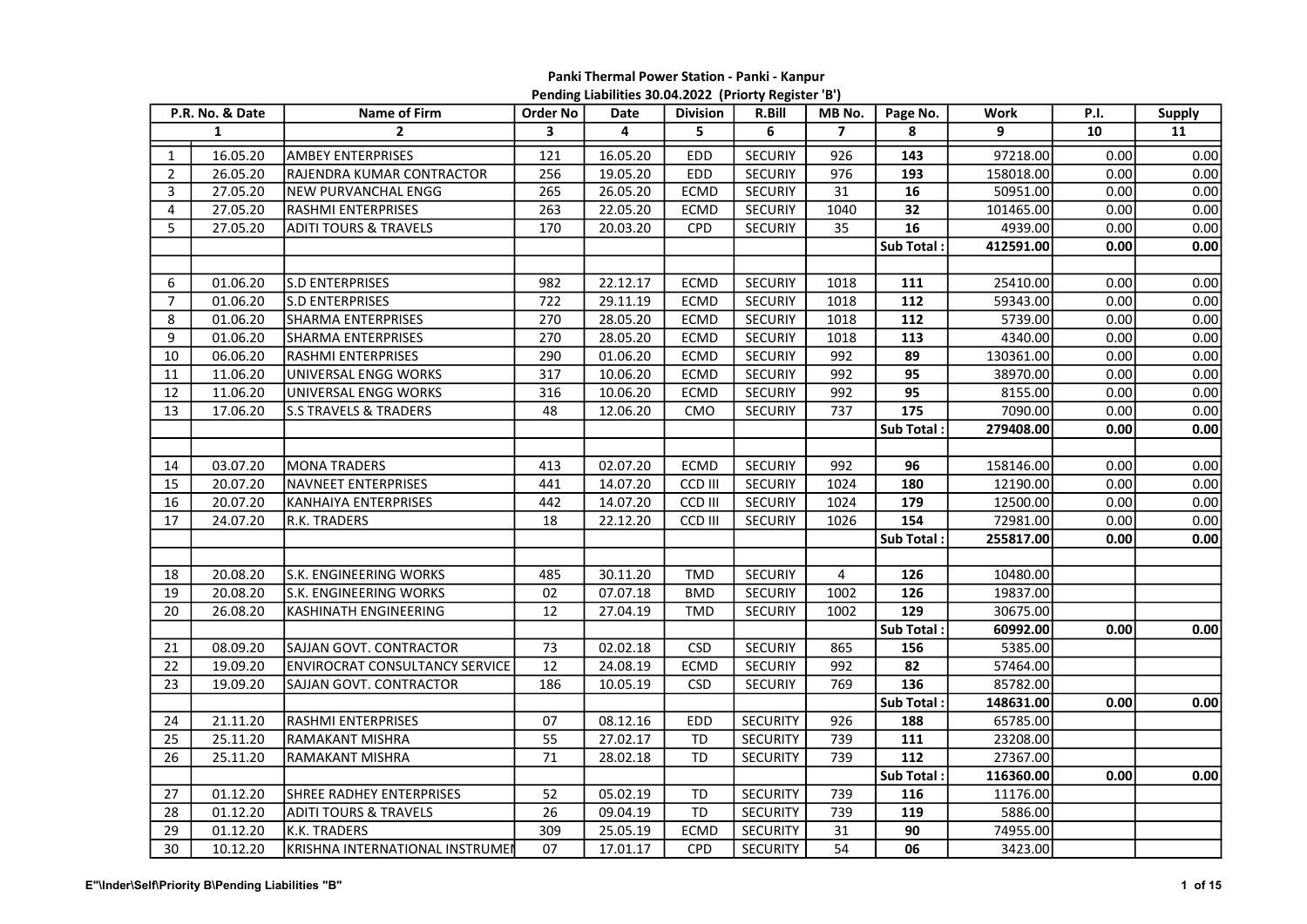# Panki Thermal Power Station - Panki - Kanpur

## Pending Liabilities 30.04.2022 (Priorty Register 'B')

| P.R. No. & Date | | Name of Firm | Order No | Date | Division | R.Bill | MB No. | Page No. | Work | P.I. | Supply |
|---|---|---|---|---|---|---|---|---|---|---|---|
| 1 | | 2 | 3 | 4 | 5 | 6 | 7 | 8 | 9 | 10 | 11 |
| 1 | 16.05.20 | AMBEY ENTERPRISES | 121 | 16.05.20 | EDD | SECURIY | 926 | **143** | 97218.00 | 0.00 | 0.00 |
| 2 | 26.05.20 | RAJENDRA KUMAR CONTRACTOR | 256 | 19.05.20 | EDD | SECURIY | 976 | **193** | 158018.00 | 0.00 | 0.00 |
| 3 | 27.05.20 | NEW PURVANCHAL ENGG | 265 | 26.05.20 | ECMD | SECURIY | 31 | **16** | 50951.00 | 0.00 | 0.00 |
| 4 | 27.05.20 | RASHMI ENTERPRISES | 263 | 22.05.20 | ECMD | SECURIY | 1040 | **32** | 101465.00 | 0.00 | 0.00 |
| 5 | 27.05.20 | ADITI TOURS & TRAVELS | 170 | 20.03.20 | CPD | SECURIY | 35 | **16** | 4939.00 | 0.00 | 0.00 |
| | | | | | | | | **Sub Total :** | **412591.00** | **0.00** | **0.00** |
| | | | | | | | | | | | |
| 6 | 01.06.20 | S.D ENTERPRISES | 982 | 22.12.17 | ECMD | SECURIY | 1018 | **111** | 25410.00 | 0.00 | 0.00 |
| 7 | 01.06.20 | S.D ENTERPRISES | 722 | 29.11.19 | ECMD | SECURIY | 1018 | **112** | 59343.00 | 0.00 | 0.00 |
| 8 | 01.06.20 | SHARMA ENTERPRISES | 270 | 28.05.20 | ECMD | SECURIY | 1018 | **112** | 5739.00 | 0.00 | 0.00 |
| 9 | 01.06.20 | SHARMA ENTERPRISES | 270 | 28.05.20 | ECMD | SECURIY | 1018 | **113** | 4340.00 | 0.00 | 0.00 |
| 10 | 06.06.20 | RASHMI ENTERPRISES | 290 | 01.06.20 | ECMD | SECURIY | 992 | **89** | 130361.00 | 0.00 | 0.00 |
| 11 | 11.06.20 | UNIVERSAL ENGG WORKS | 317 | 10.06.20 | ECMD | SECURIY | 992 | **95** | 38970.00 | 0.00 | 0.00 |
| 12 | 11.06.20 | UNIVERSAL ENGG WORKS | 316 | 10.06.20 | ECMD | SECURIY | 992 | **95** | 8155.00 | 0.00 | 0.00 |
| 13 | 17.06.20 | S.S TRAVELS & TRADERS | 48 | 12.06.20 | CMO | SECURIY | 737 | **175** | 7090.00 | 0.00 | 0.00 |
| | | | | | | | | **Sub Total :** | **279408.00** | **0.00** | **0.00** |
| | | | | | | | | | | | |
| 14 | 03.07.20 | MONA TRADERS | 413 | 02.07.20 | ECMD | SECURIY | 992 | **96** | 158146.00 | 0.00 | 0.00 |
| 15 | 20.07.20 | NAVNEET ENTERPRISES | 441 | 14.07.20 | CCD III | SECURIY | 1024 | **180** | 12190.00 | 0.00 | 0.00 |
| 16 | 20.07.20 | KANHAIYA ENTERPRISES | 442 | 14.07.20 | CCD III | SECURIY | 1024 | **179** | 12500.00 | 0.00 | 0.00 |
| 17 | 24.07.20 | R.K. TRADERS | 18 | 22.12.20 | CCD III | SECURIY | 1026 | **154** | 72981.00 | 0.00 | 0.00 |
| | | | | | | | | **Sub Total :** | **255817.00** | **0.00** | **0.00** |
| | | | | | | | | | | | |
| 18 | 20.08.20 | S.K. ENGINEERING WORKS | 485 | 30.11.20 | TMD | SECURIY | 4 | **126** | 10480.00 | | |
| 19 | 20.08.20 | S.K. ENGINEERING WORKS | 02 | 07.07.18 | BMD | SECURIY | 1002 | **126** | 19837.00 | | |
| 20 | 26.08.20 | KASHINATH ENGINEERING | 12 | 27.04.19 | TMD | SECURIY | 1002 | **129** | 30675.00 | | |
| | | | | | | | | **Sub Total :** | **60992.00** | **0.00** | **0.00** |
| 21 | 08.09.20 | SAJJAN GOVT. CONTRACTOR | 73 | 02.02.18 | CSD | SECURIY | 865 | **156** | 5385.00 | | |
| 22 | 19.09.20 | ENVIROCRAT CONSULTANCY SERVICE | 12 | 24.08.19 | ECMD | SECURIY | 992 | **82** | 57464.00 | | |
| 23 | 19.09.20 | SAJJAN GOVT. CONTRACTOR | 186 | 10.05.19 | CSD | SECURIY | 769 | **136** | 85782.00 | | |
| | | | | | | | | **Sub Total :** | **148631.00** | **0.00** | **0.00** |
| 24 | 21.11.20 | RASHMI ENTERPRISES | 07 | 08.12.16 | EDD | SECURITY | 926 | **188** | 65785.00 | | |
| 25 | 25.11.20 | RAMAKANT MISHRA | 55 | 27.02.17 | TD | SECURITY | 739 | **111** | 23208.00 | | |
| 26 | 25.11.20 | RAMAKANT MISHRA | 71 | 28.02.18 | TD | SECURITY | 739 | **112** | 27367.00 | | |
| | | | | | | | | **Sub Total :** | **116360.00** | **0.00** | **0.00** |
| 27 | 01.12.20 | SHREE RADHEY ENTERPRISES | 52 | 05.02.19 | TD | SECURITY | 739 | **116** | 11176.00 | | |
| 28 | 01.12.20 | ADITI TOURS & TRAVELS | 26 | 09.04.19 | TD | SECURITY | 739 | **119** | 5886.00 | | |
| 29 | 01.12.20 | K.K. TRADERS | 309 | 25.05.19 | ECMD | SECURITY | 31 | **90** | 74955.00 | | |
| 30 | 10.12.20 | KRISHNA INTERNATIONAL INSTRUMEN | 07 | 17.01.17 | CPD | SECURITY | 54 | **06** | 3423.00 | | |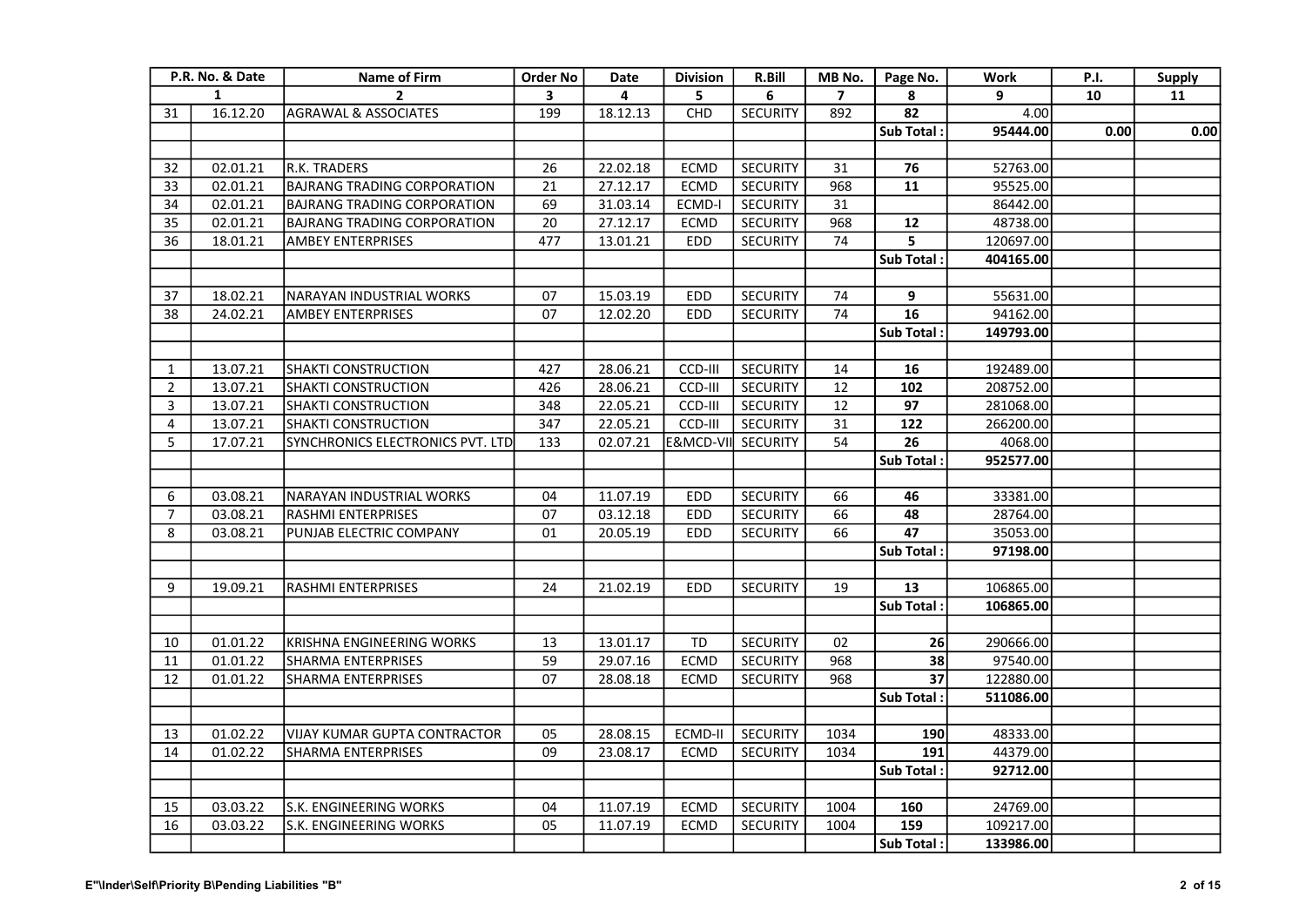| P.R. No. & Date | | Name of Firm | Order No | Date | Division | R.Bill | MB No. | Page No. | Work | P.I. | Supply |
|---|---|---|---|---|---|---|---|---|---|---|---|
| 1 | | 2 | 3 | 4 | 5 | 6 | 7 | 8 | 9 | 10 | 11 |
| 31 | 16.12.20 | AGRAWAL & ASSOCIATES | 199 | 18.12.13 | CHD | SECURITY | 892 | 82 | 4.00 | | |
| | | | | | | | | Sub Total : | 95444.00 | 0.00 | 0.00 |
| | | | | | | | | | | | |
| 32 | 02.01.21 | R.K. TRADERS | 26 | 22.02.18 | ECMD | SECURITY | 31 | 76 | 52763.00 | | |
| 33 | 02.01.21 | BAJRANG TRADING CORPORATION | 21 | 27.12.17 | ECMD | SECURITY | 968 | 11 | 95525.00 | | |
| 34 | 02.01.21 | BAJRANG TRADING CORPORATION | 69 | 31.03.14 | ECMD-I | SECURITY | 31 | | 86442.00 | | |
| 35 | 02.01.21 | BAJRANG TRADING CORPORATION | 20 | 27.12.17 | ECMD | SECURITY | 968 | 12 | 48738.00 | | |
| 36 | 18.01.21 | AMBEY ENTERPRISES | 477 | 13.01.21 | EDD | SECURITY | 74 | 5 | 120697.00 | | |
| | | | | | | | | Sub Total : | 404165.00 | | |
| | | | | | | | | | | | |
| 37 | 18.02.21 | NARAYAN INDUSTRIAL WORKS | 07 | 15.03.19 | EDD | SECURITY | 74 | 9 | 55631.00 | | |
| 38 | 24.02.21 | AMBEY ENTERPRISES | 07 | 12.02.20 | EDD | SECURITY | 74 | 16 | 94162.00 | | |
| | | | | | | | | Sub Total : | 149793.00 | | |
| | | | | | | | | | | | |
| 1 | 13.07.21 | SHAKTI CONSTRUCTION | 427 | 28.06.21 | CCD-III | SECURITY | 14 | 16 | 192489.00 | | |
| 2 | 13.07.21 | SHAKTI CONSTRUCTION | 426 | 28.06.21 | CCD-III | SECURITY | 12 | 102 | 208752.00 | | |
| 3 | 13.07.21 | SHAKTI CONSTRUCTION | 348 | 22.05.21 | CCD-III | SECURITY | 12 | 97 | 281068.00 | | |
| 4 | 13.07.21 | SHAKTI CONSTRUCTION | 347 | 22.05.21 | CCD-III | SECURITY | 31 | 122 | 266200.00 | | |
| 5 | 17.07.21 | SYNCHRONICS ELECTRONICS PVT. LTD | 133 | 02.07.21 | E&MCD-VII | SECURITY | 54 | 26 | 4068.00 | | |
| | | | | | | | | Sub Total : | 952577.00 | | |
| | | | | | | | | | | | |
| 6 | 03.08.21 | NARAYAN INDUSTRIAL WORKS | 04 | 11.07.19 | EDD | SECURITY | 66 | 46 | 33381.00 | | |
| 7 | 03.08.21 | RASHMI ENTERPRISES | 07 | 03.12.18 | EDD | SECURITY | 66 | 48 | 28764.00 | | |
| 8 | 03.08.21 | PUNJAB ELECTRIC COMPANY | 01 | 20.05.19 | EDD | SECURITY | 66 | 47 | 35053.00 | | |
| | | | | | | | | Sub Total : | 97198.00 | | |
| | | | | | | | | | | | |
| 9 | 19.09.21 | RASHMI ENTERPRISES | 24 | 21.02.19 | EDD | SECURITY | 19 | 13 | 106865.00 | | |
| | | | | | | | | Sub Total : | 106865.00 | | |
| | | | | | | | | | | | |
| 10 | 01.01.22 | KRISHNA ENGINEERING WORKS | 13 | 13.01.17 | TD | SECURITY | 02 | 26 | 290666.00 | | |
| 11 | 01.01.22 | SHARMA ENTERPRISES | 59 | 29.07.16 | ECMD | SECURITY | 968 | 38 | 97540.00 | | |
| 12 | 01.01.22 | SHARMA ENTERPRISES | 07 | 28.08.18 | ECMD | SECURITY | 968 | 37 | 122880.00 | | |
| | | | | | | | | Sub Total : | 511086.00 | | |
| | | | | | | | | | | | |
| 13 | 01.02.22 | VIJAY KUMAR GUPTA CONTRACTOR | 05 | 28.08.15 | ECMD-II | SECURITY | 1034 | 190 | 48333.00 | | |
| 14 | 01.02.22 | SHARMA ENTERPRISES | 09 | 23.08.17 | ECMD | SECURITY | 1034 | 191 | 44379.00 | | |
| | | | | | | | | Sub Total : | 92712.00 | | |
| | | | | | | | | | | | |
| 15 | 03.03.22 | S.K. ENGINEERING WORKS | 04 | 11.07.19 | ECMD | SECURITY | 1004 | 160 | 24769.00 | | |
| 16 | 03.03.22 | S.K. ENGINEERING WORKS | 05 | 11.07.19 | ECMD | SECURITY | 1004 | 159 | 109217.00 | | |
| | | | | | | | | Sub Total : | 133986.00 | | |

E"\Inder\Self\Priority B\Pending Liabilities "B"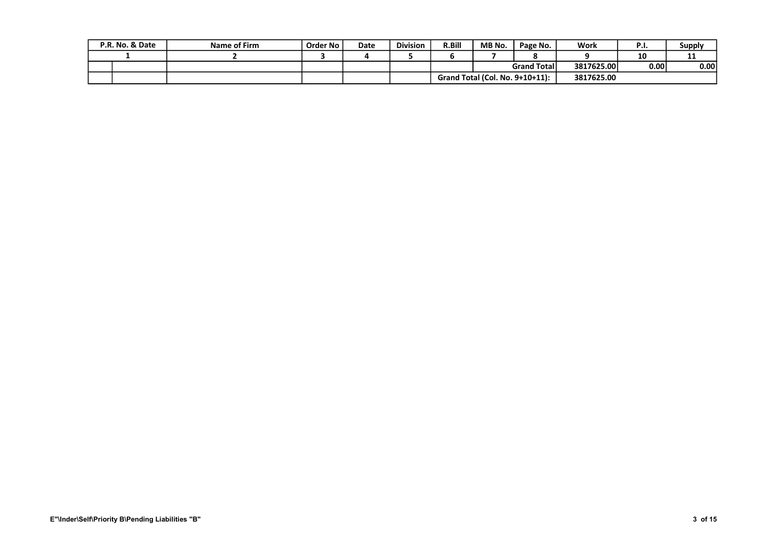| P.R. No. & Date | | Name of Firm | Order No | Date | Division | R.Bill | MB No. | Page No. | Work | P.I. | Supply |
|---|---|---|---|---|---|---|---|---|---|---|---|
| 1 | | 2 | 3 | 4 | 5 | 6 | 7 | 8 | 9 | 10 | 11 |
| | | | | | | | | Grand Total | 3817625.00 | 0.00 | 0.00 |
| | | | | | | Grand Total (Col. No. 9+10+11): | | | 3817625.00 | | |